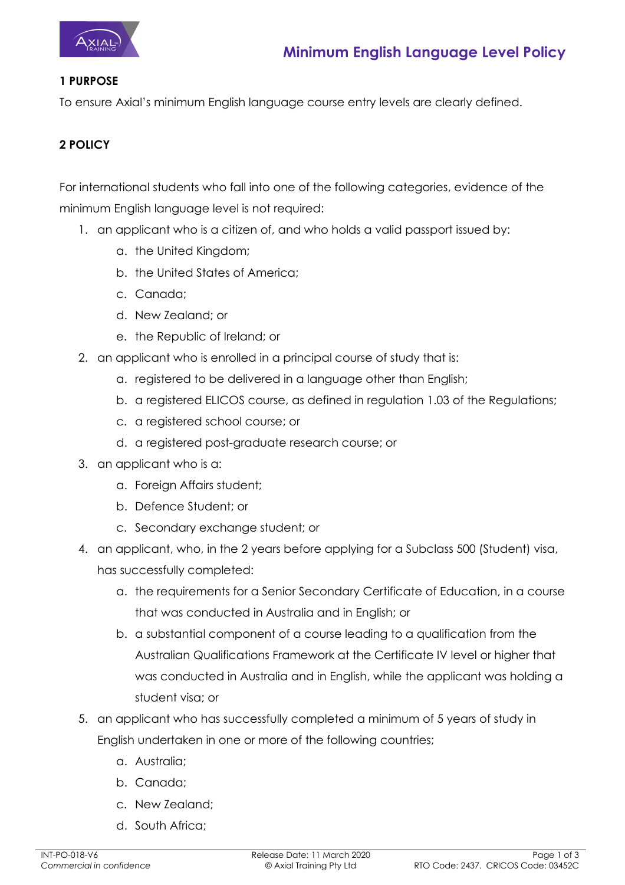# Minimum English Language Level Policy

## 1 PURPOSE

To ensure Axial's minimum English language course entry levels are clearly defined.

## 2 POLICY

For international students who fall into one of the following categories, evidence of the minimum English language level is not required:

1. an applicant who is a citizen of, and who holds a valid passport issued by:
   a. the United Kingdom;
   b. the United States of America;
   c. Canada;
   d. New Zealand; or
   e. the Republic of Ireland; or
2. an applicant who is enrolled in a principal course of study that is:
   a. registered to be delivered in a language other than English;
   b. a registered ELICOS course, as defined in regulation 1.03 of the Regulations;
   c. a registered school course; or
   d. a registered post-graduate research course; or
3. an applicant who is a:
   a. Foreign Affairs student;
   b. Defence Student; or
   c. Secondary exchange student; or
4. an applicant, who, in the 2 years before applying for a Subclass 500 (Student) visa, has successfully completed:
   a. the requirements for a Senior Secondary Certificate of Education, in a course that was conducted in Australia and in English; or
   b. a substantial component of a course leading to a qualification from the Australian Qualifications Framework at the Certificate IV level or higher that was conducted in Australia and in English, while the applicant was holding a student visa; or
5. an applicant who has successfully completed a minimum of 5 years of study in English undertaken in one or more of the following countries;
   a. Australia;
   b. Canada;
   c. New Zealand;
   d. South Africa;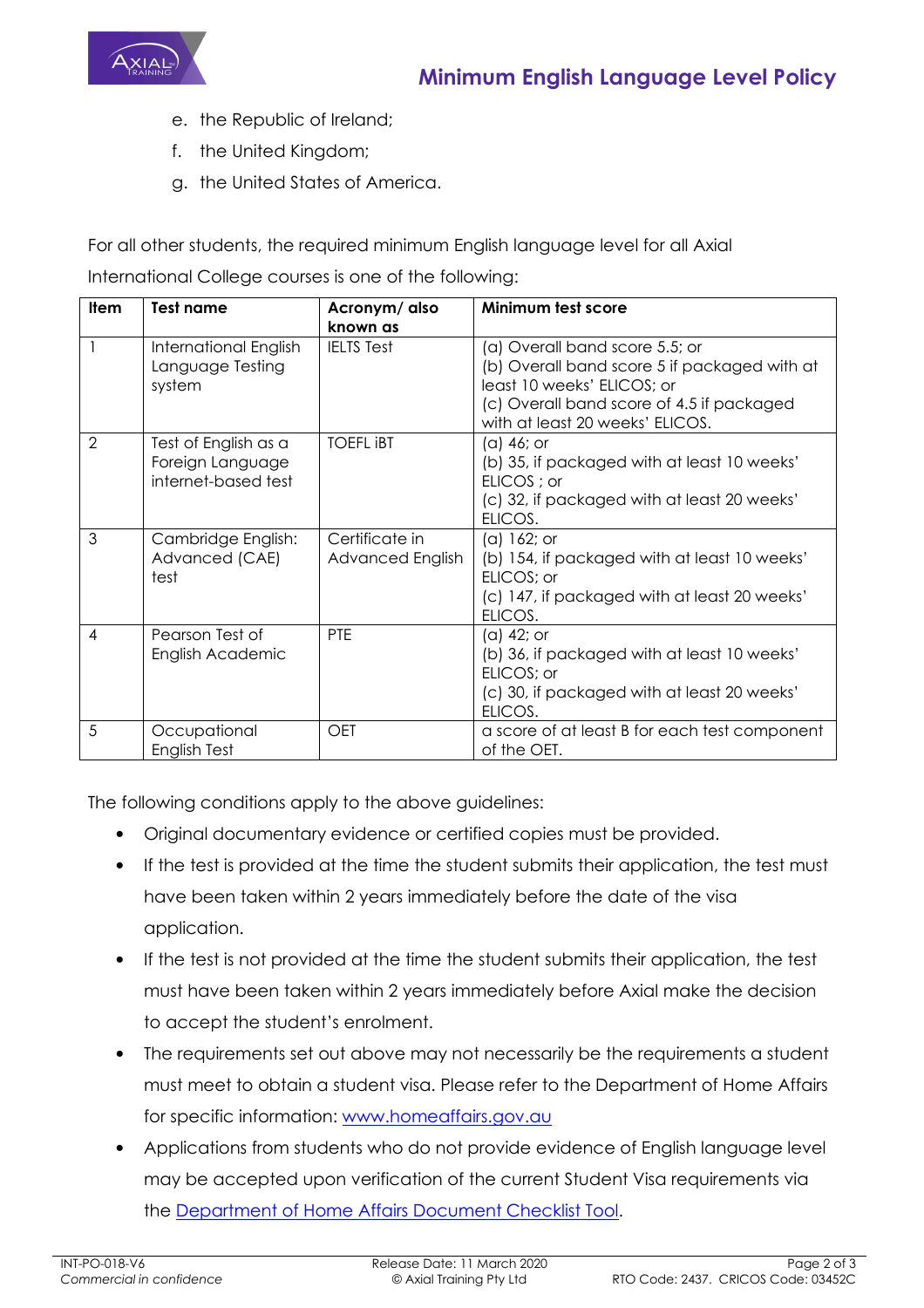e. the Republic of Ireland;
f. the United Kingdom;
g. the United States of America.

For all other students, the required minimum English language level for all Axial International College courses is one of the following:

| Item | Test name | Acronym/ also known as | Minimum test score |
|---|---|---|---|
| 1 | International English Language Testing system | IELTS Test | (a) Overall band score 5.5; or<br>(b) Overall band score 5 if packaged with at least 10 weeks' ELICOS; or<br>(c) Overall band score of 4.5 if packaged with at least 20 weeks' ELICOS. |
| 2 | Test of English as a Foreign Language internet-based test | TOEFL iBT | (a) 46; or<br>(b) 35, if packaged with at least 10 weeks' ELICOS ; or<br>(c) 32, if packaged with at least 20 weeks' ELICOS. |
| 3 | Cambridge English: Advanced (CAE) test | Certificate in Advanced English | (a) 162; or<br>(b) 154, if packaged with at least 10 weeks' ELICOS; or<br>(c) 147, if packaged with at least 20 weeks' ELICOS. |
| 4 | Pearson Test of English Academic | PTE | (a) 42; or<br>(b) 36, if packaged with at least 10 weeks' ELICOS; or<br>(c) 30, if packaged with at least 20 weeks' ELICOS. |
| 5 | Occupational English Test | OET | a score of at least B for each test component of the OET. |

The following conditions apply to the above guidelines:

- Original documentary evidence or certified copies must be provided.
- If the test is provided at the time the student submits their application, the test must have been taken within 2 years immediately before the date of the visa application.
- If the test is not provided at the time the student submits their application, the test must have been taken within 2 years immediately before Axial make the decision to accept the student's enrolment.
- The requirements set out above may not necessarily be the requirements a student must meet to obtain a student visa. Please refer to the Department of Home Affairs for specific information: www.homeaffairs.gov.au
- Applications from students who do not provide evidence of English language level may be accepted upon verification of the current Student Visa requirements via the Department of Home Affairs Document Checklist Tool.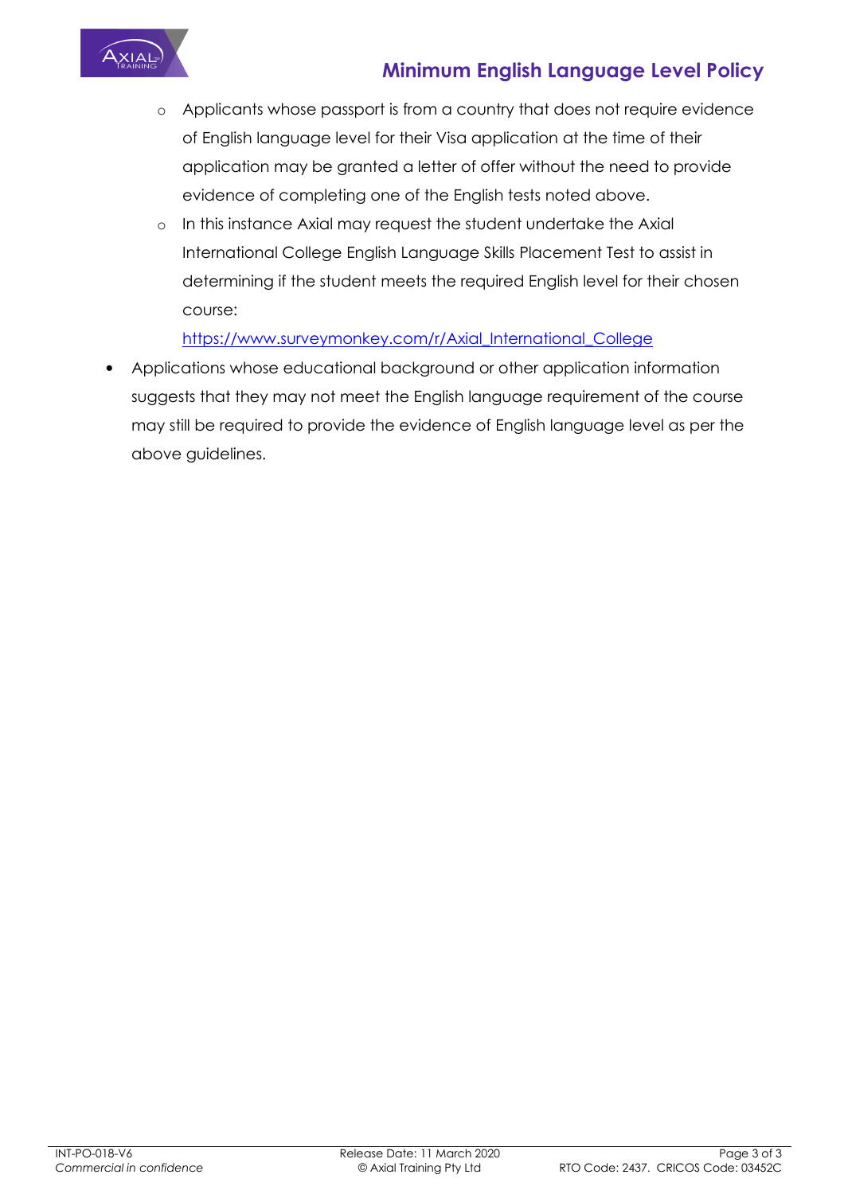- Applicants whose passport is from a country that does not require evidence of English language level for their Visa application at the time of their application may be granted a letter of offer without the need to provide evidence of completing one of the English tests noted above.
  - In this instance Axial may request the student undertake the Axial International College English Language Skills Placement Test to assist in determining if the student meets the required English level for their chosen course:

    https://www.surveymonkey.com/r/Axial_International_College

- Applications whose educational background or other application information suggests that they may not meet the English language requirement of the course may still be required to provide the evidence of English language level as per the above guidelines.